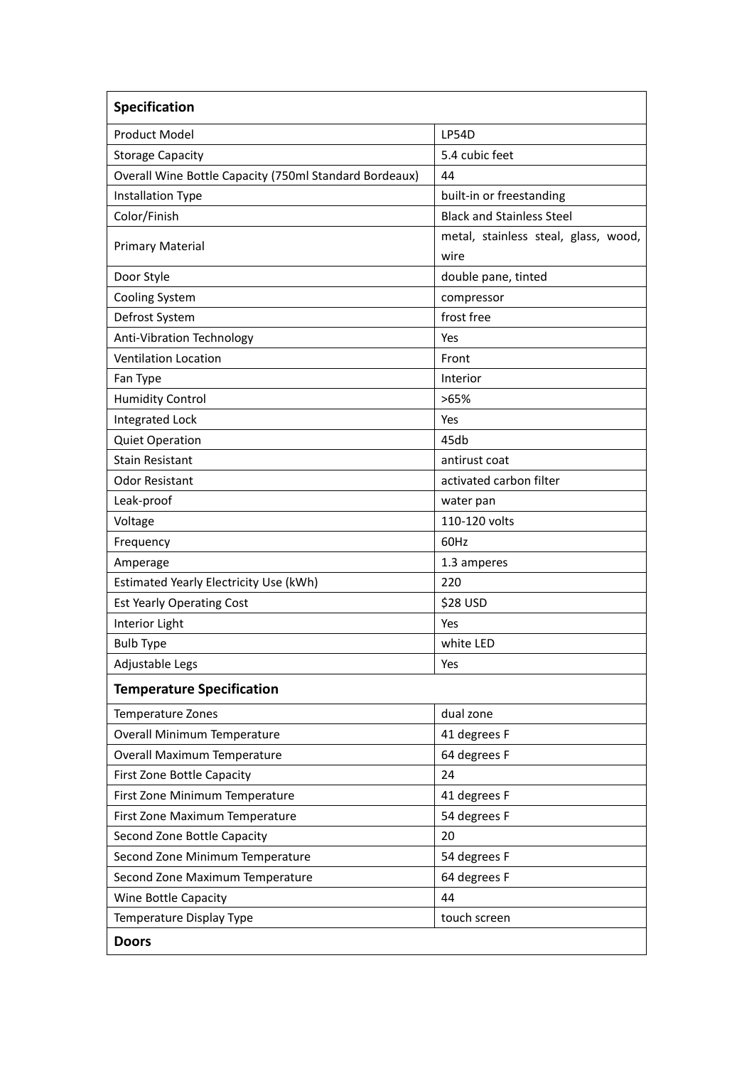| **Specification** | |
|---|---|
| Product Model | LP54D |
| Storage Capacity | 5.4 cubic feet |
| Overall Wine Bottle Capacity (750ml Standard Bordeaux) | 44 |
| Installation Type | built-in or freestanding |
| Color/Finish | Black and Stainless Steel |
| Primary Material | metal, stainless steal, glass, wood, wire |
| Door Style | double pane, tinted |
| Cooling System | compressor |
| Defrost System | frost free |
| Anti-Vibration Technology | Yes |
| Ventilation Location | Front |
| Fan Type | Interior |
| Humidity Control | >65% |
| Integrated Lock | Yes |
| Quiet Operation | 45db |
| Stain Resistant | antirust coat |
| Odor Resistant | activated carbon filter |
| Leak-proof | water pan |
| Voltage | 110-120 volts |
| Frequency | 60Hz |
| Amperage | 1.3 amperes |
| Estimated Yearly Electricity Use (kWh) | 220 |
| Est Yearly Operating Cost | $28 USD |
| Interior Light | Yes |
| Bulb Type | white LED |
| Adjustable Legs | Yes |
| **Temperature Specification** | |
| Temperature Zones | dual zone |
| Overall Minimum Temperature | 41 degrees F |
| Overall Maximum Temperature | 64 degrees F |
| First Zone Bottle Capacity | 24 |
| First Zone Minimum Temperature | 41 degrees F |
| First Zone Maximum Temperature | 54 degrees F |
| Second Zone Bottle Capacity | 20 |
| Second Zone Minimum Temperature | 54 degrees F |
| Second Zone Maximum Temperature | 64 degrees F |
| Wine Bottle Capacity | 44 |
| Temperature Display Type | touch screen |
| **Doors** | |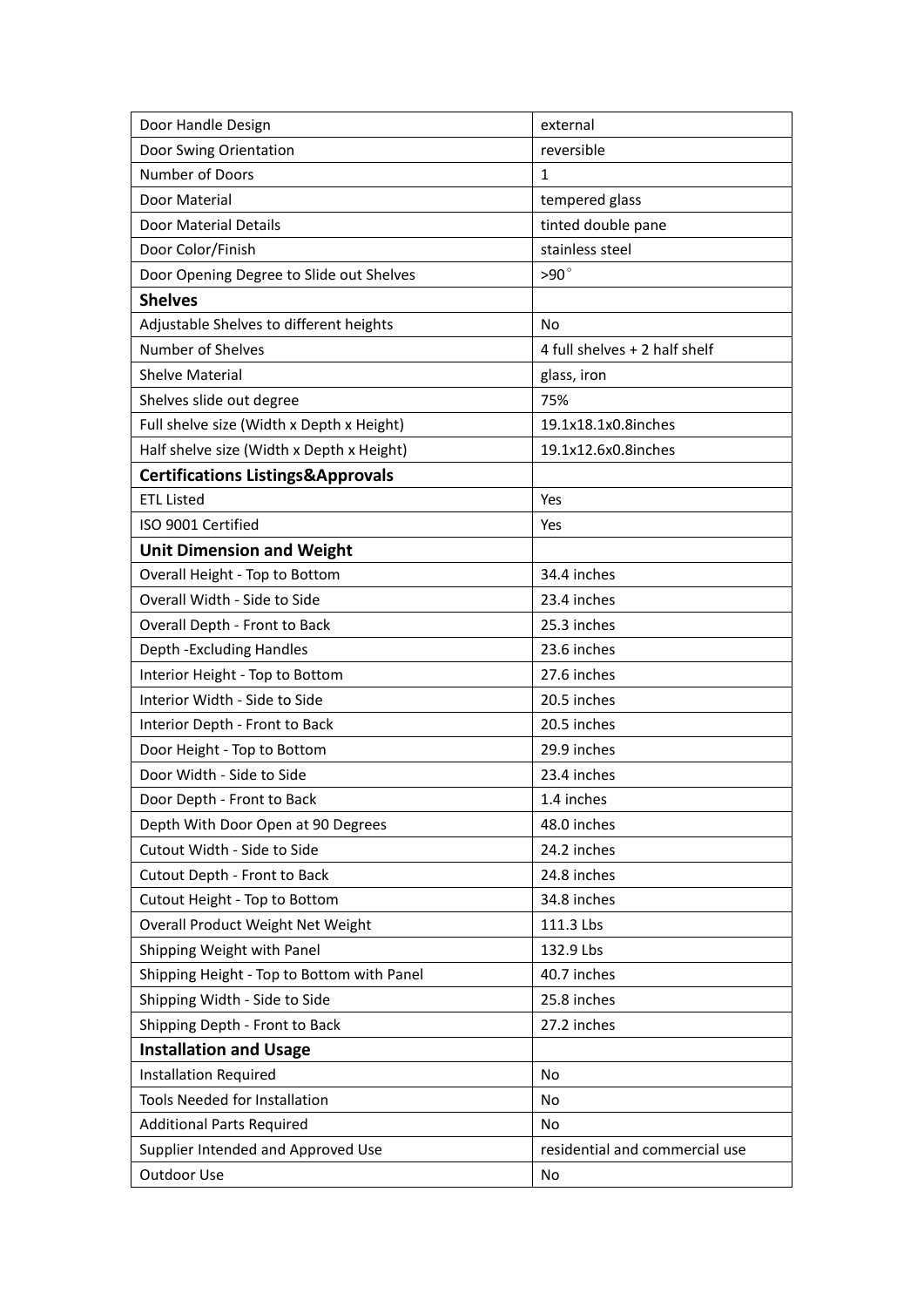| Door Handle Design | external |
|---|---|
| Door Swing Orientation | reversible |
| Number of Doors | 1 |
| Door Material | tempered glass |
| Door Material Details | tinted double pane |
| Door Color/Finish | stainless steel |
| Door Opening Degree to Slide out Shelves | >90° |
| **Shelves** | |
| Adjustable Shelves to different heights | No |
| Number of Shelves | 4 full shelves + 2 half shelf |
| Shelve Material | glass, iron |
| Shelves slide out degree | 75% |
| Full shelve size (Width x Depth x Height) | 19.1x18.1x0.8inches |
| Half shelve size (Width x Depth x Height) | 19.1x12.6x0.8inches |
| **Certifications Listings&Approvals** | |
| ETL Listed | Yes |
| ISO 9001 Certified | Yes |
| **Unit Dimension and Weight** | |
| Overall Height - Top to Bottom | 34.4 inches |
| Overall Width - Side to Side | 23.4 inches |
| Overall Depth - Front to Back | 25.3 inches |
| Depth -Excluding Handles | 23.6 inches |
| Interior Height - Top to Bottom | 27.6 inches |
| Interior Width - Side to Side | 20.5 inches |
| Interior Depth - Front to Back | 20.5 inches |
| Door Height - Top to Bottom | 29.9 inches |
| Door Width - Side to Side | 23.4 inches |
| Door Depth - Front to Back | 1.4 inches |
| Depth With Door Open at 90 Degrees | 48.0 inches |
| Cutout Width - Side to Side | 24.2 inches |
| Cutout Depth - Front to Back | 24.8 inches |
| Cutout Height - Top to Bottom | 34.8 inches |
| Overall Product Weight Net Weight | 111.3 Lbs |
| Shipping Weight with Panel | 132.9 Lbs |
| Shipping Height - Top to Bottom with Panel | 40.7 inches |
| Shipping Width - Side to Side | 25.8 inches |
| Shipping Depth - Front to Back | 27.2 inches |
| **Installation and Usage** | |
| Installation Required | No |
| Tools Needed for Installation | No |
| Additional Parts Required | No |
| Supplier Intended and Approved Use | residential and commercial use |
| Outdoor Use | No |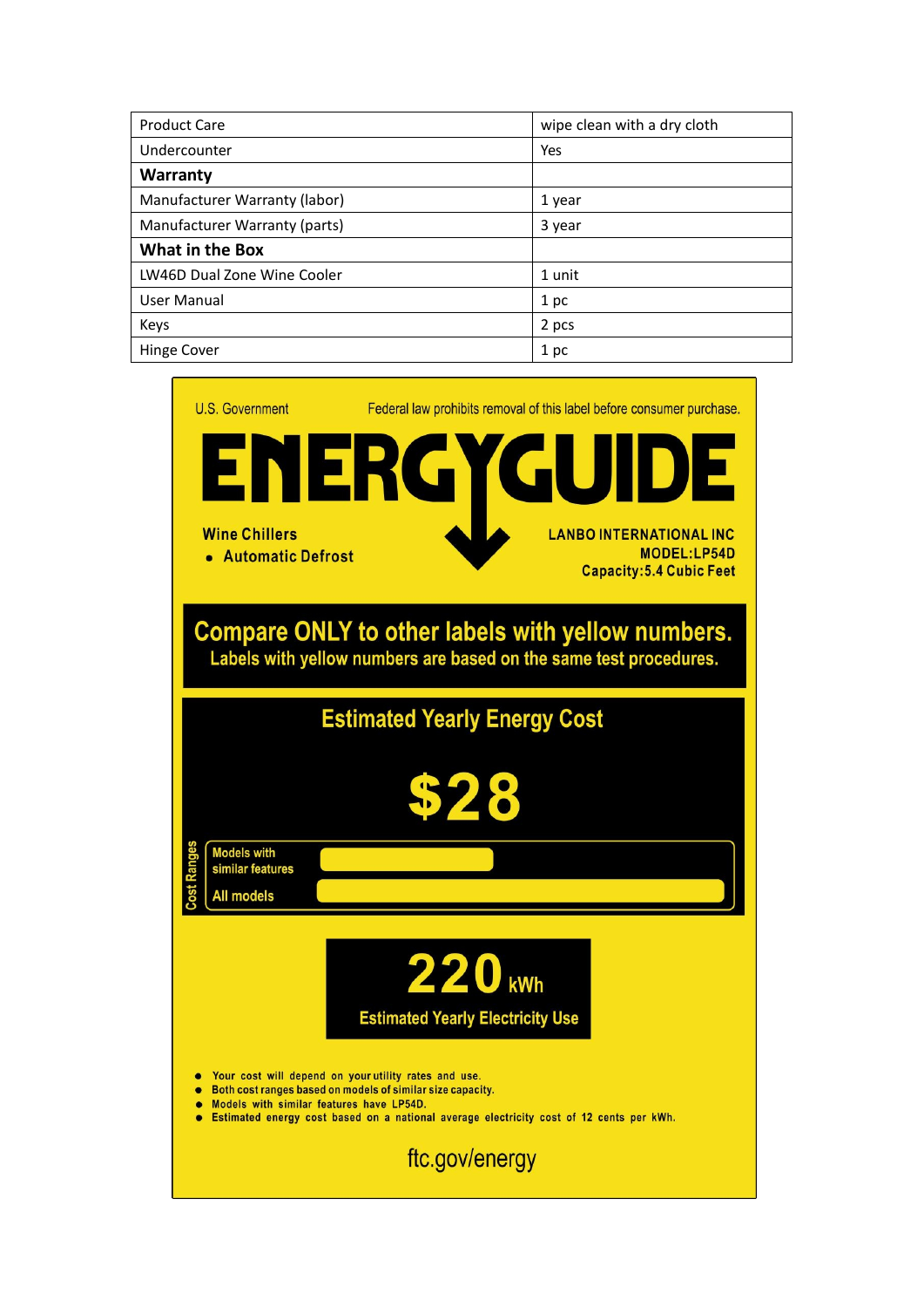| | |
|---|---|
| Product Care | wipe clean with a dry cloth |
| Undercounter | Yes |
| **Warranty** | |
| Manufacturer Warranty (labor) | 1 year |
| Manufacturer Warranty (parts) | 3 year |
| **What in the Box** | |
| LW46D Dual Zone Wine Cooler | 1 unit |
| User Manual | 1 pc |
| Keys | 2 pcs |
| Hinge Cover | 1 pc |

U.S. Government

Federal law prohibits removal of this label before consumer purchase.

# ENERGYGUIDE

Wine Chillers

- Automatic Defrost

LANBO INTERNATIONAL INC
MODEL:LP54D
Capacity:5.4 Cubic Feet

**Compare ONLY to other labels with yellow numbers.**
Labels with yellow numbers are based on the same test procedures.

**Estimated Yearly Energy Cost**

**$28**

Cost Ranges

Models with similar features

All models

**220** kWh

**Estimated Yearly Electricity Use**

- Your cost will depend on your utility rates and use.
- Both cost ranges based on models of similar size capacity.
- Models with similar features have LP54D.
- Estimated energy cost based on a national average electricity cost of 12 cents per kWh.

ftc.gov/energy